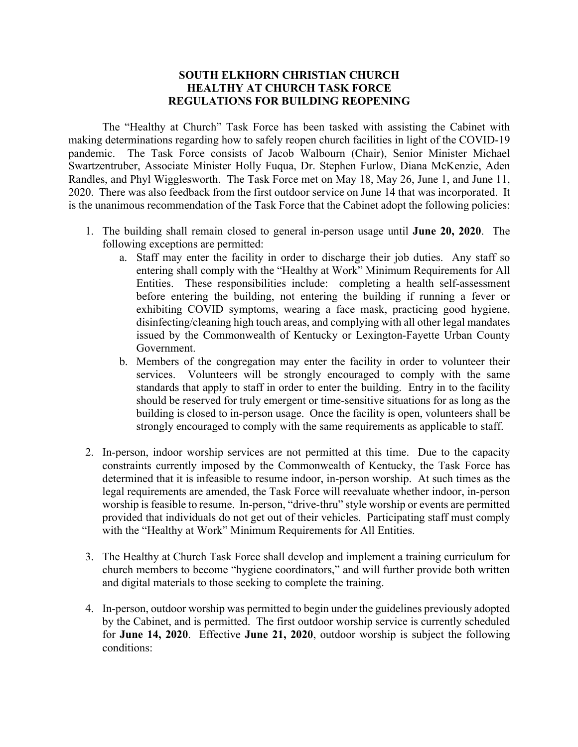# SOUTH ELKHORN CHRISTIAN CHURCH
# HEALTHY AT CHURCH TASK FORCE
# REGULATIONS FOR BUILDING REOPENING

The "Healthy at Church" Task Force has been tasked with assisting the Cabinet with making determinations regarding how to safely reopen church facilities in light of the COVID-19 pandemic. The Task Force consists of Jacob Walbourn (Chair), Senior Minister Michael Swartzentruber, Associate Minister Holly Fuqua, Dr. Stephen Furlow, Diana McKenzie, Aden Randles, and Phyl Wigglesworth. The Task Force met on May 18, May 26, June 1, and June 11, 2020. There was also feedback from the first outdoor service on June 14 that was incorporated. It is the unanimous recommendation of the Task Force that the Cabinet adopt the following policies:

1. The building shall remain closed to general in-person usage until **June 20, 2020**. The following exceptions are permitted:
   a. Staff may enter the facility in order to discharge their job duties. Any staff so entering shall comply with the "Healthy at Work" Minimum Requirements for All Entities. These responsibilities include: completing a health self-assessment before entering the building, not entering the building if running a fever or exhibiting COVID symptoms, wearing a face mask, practicing good hygiene, disinfecting/cleaning high touch areas, and complying with all other legal mandates issued by the Commonwealth of Kentucky or Lexington-Fayette Urban County Government.
   b. Members of the congregation may enter the facility in order to volunteer their services. Volunteers will be strongly encouraged to comply with the same standards that apply to staff in order to enter the building. Entry in to the facility should be reserved for truly emergent or time-sensitive situations for as long as the building is closed to in-person usage. Once the facility is open, volunteers shall be strongly encouraged to comply with the same requirements as applicable to staff.

2. In-person, indoor worship services are not permitted at this time. Due to the capacity constraints currently imposed by the Commonwealth of Kentucky, the Task Force has determined that it is infeasible to resume indoor, in-person worship. At such times as the legal requirements are amended, the Task Force will reevaluate whether indoor, in-person worship is feasible to resume. In-person, "drive-thru" style worship or events are permitted provided that individuals do not get out of their vehicles. Participating staff must comply with the "Healthy at Work" Minimum Requirements for All Entities.

3. The Healthy at Church Task Force shall develop and implement a training curriculum for church members to become "hygiene coordinators," and will further provide both written and digital materials to those seeking to complete the training.

4. In-person, outdoor worship was permitted to begin under the guidelines previously adopted by the Cabinet, and is permitted. The first outdoor worship service is currently scheduled for **June 14, 2020**. Effective **June 21, 2020**, outdoor worship is subject the following conditions: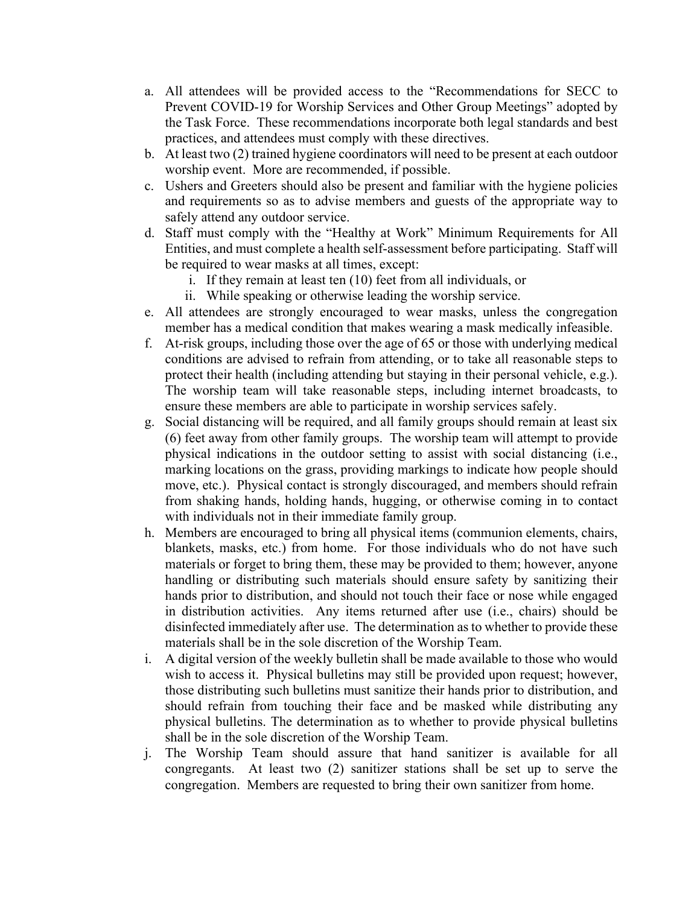a. All attendees will be provided access to the "Recommendations for SECC to Prevent COVID-19 for Worship Services and Other Group Meetings" adopted by the Task Force. These recommendations incorporate both legal standards and best practices, and attendees must comply with these directives.
b. At least two (2) trained hygiene coordinators will need to be present at each outdoor worship event. More are recommended, if possible.
c. Ushers and Greeters should also be present and familiar with the hygiene policies and requirements so as to advise members and guests of the appropriate way to safely attend any outdoor service.
d. Staff must comply with the "Healthy at Work" Minimum Requirements for All Entities, and must complete a health self-assessment before participating. Staff will be required to wear masks at all times, except:
    i. If they remain at least ten (10) feet from all individuals, or
    ii. While speaking or otherwise leading the worship service.
e. All attendees are strongly encouraged to wear masks, unless the congregation member has a medical condition that makes wearing a mask medically infeasible.
f. At-risk groups, including those over the age of 65 or those with underlying medical conditions are advised to refrain from attending, or to take all reasonable steps to protect their health (including attending but staying in their personal vehicle, e.g.). The worship team will take reasonable steps, including internet broadcasts, to ensure these members are able to participate in worship services safely.
g. Social distancing will be required, and all family groups should remain at least six (6) feet away from other family groups. The worship team will attempt to provide physical indications in the outdoor setting to assist with social distancing (i.e., marking locations on the grass, providing markings to indicate how people should move, etc.). Physical contact is strongly discouraged, and members should refrain from shaking hands, holding hands, hugging, or otherwise coming in to contact with individuals not in their immediate family group.
h. Members are encouraged to bring all physical items (communion elements, chairs, blankets, masks, etc.) from home. For those individuals who do not have such materials or forget to bring them, these may be provided to them; however, anyone handling or distributing such materials should ensure safety by sanitizing their hands prior to distribution, and should not touch their face or nose while engaged in distribution activities. Any items returned after use (i.e., chairs) should be disinfected immediately after use. The determination as to whether to provide these materials shall be in the sole discretion of the Worship Team.
i. A digital version of the weekly bulletin shall be made available to those who would wish to access it. Physical bulletins may still be provided upon request; however, those distributing such bulletins must sanitize their hands prior to distribution, and should refrain from touching their face and be masked while distributing any physical bulletins. The determination as to whether to provide physical bulletins shall be in the sole discretion of the Worship Team.
j. The Worship Team should assure that hand sanitizer is available for all congregants. At least two (2) sanitizer stations shall be set up to serve the congregation. Members are requested to bring their own sanitizer from home.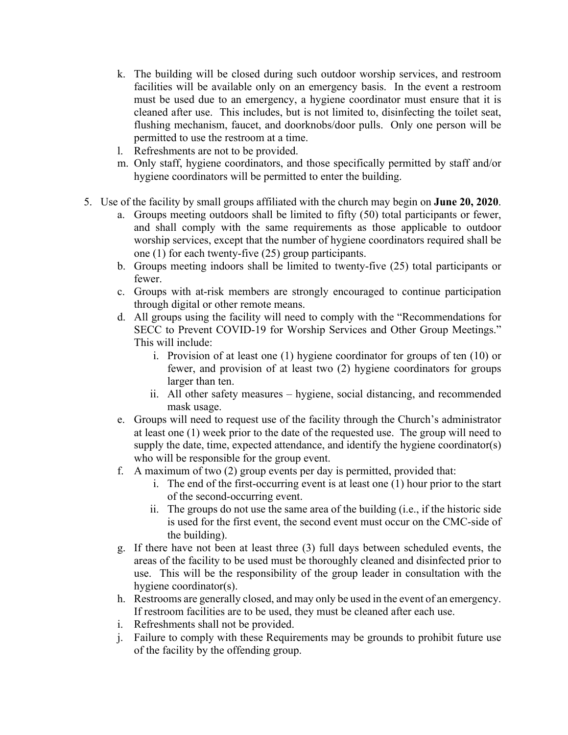k. The building will be closed during such outdoor worship services, and restroom facilities will be available only on an emergency basis. In the event a restroom must be used due to an emergency, a hygiene coordinator must ensure that it is cleaned after use. This includes, but is not limited to, disinfecting the toilet seat, flushing mechanism, faucet, and doorknobs/door pulls. Only one person will be permitted to use the restroom at a time.

l. Refreshments are not to be provided.

m. Only staff, hygiene coordinators, and those specifically permitted by staff and/or hygiene coordinators will be permitted to enter the building.

5. Use of the facility by small groups affiliated with the church may begin on **June 20, 2020**.

    a. Groups meeting outdoors shall be limited to fifty (50) total participants or fewer, and shall comply with the same requirements as those applicable to outdoor worship services, except that the number of hygiene coordinators required shall be one (1) for each twenty-five (25) group participants.

    b. Groups meeting indoors shall be limited to twenty-five (25) total participants or fewer.

    c. Groups with at-risk members are strongly encouraged to continue participation through digital or other remote means.

    d. All groups using the facility will need to comply with the "Recommendations for SECC to Prevent COVID-19 for Worship Services and Other Group Meetings." This will include:

        i. Provision of at least one (1) hygiene coordinator for groups of ten (10) or fewer, and provision of at least two (2) hygiene coordinators for groups larger than ten.

        ii. All other safety measures – hygiene, social distancing, and recommended mask usage.

    e. Groups will need to request use of the facility through the Church's administrator at least one (1) week prior to the date of the requested use. The group will need to supply the date, time, expected attendance, and identify the hygiene coordinator(s) who will be responsible for the group event.

    f. A maximum of two (2) group events per day is permitted, provided that:

        i. The end of the first-occurring event is at least one (1) hour prior to the start of the second-occurring event.

        ii. The groups do not use the same area of the building (i.e., if the historic side is used for the first event, the second event must occur on the CMC-side of the building).

    g. If there have not been at least three (3) full days between scheduled events, the areas of the facility to be used must be thoroughly cleaned and disinfected prior to use. This will be the responsibility of the group leader in consultation with the hygiene coordinator(s).

    h. Restrooms are generally closed, and may only be used in the event of an emergency. If restroom facilities are to be used, they must be cleaned after each use.

    i. Refreshments shall not be provided.

    j. Failure to comply with these Requirements may be grounds to prohibit future use of the facility by the offending group.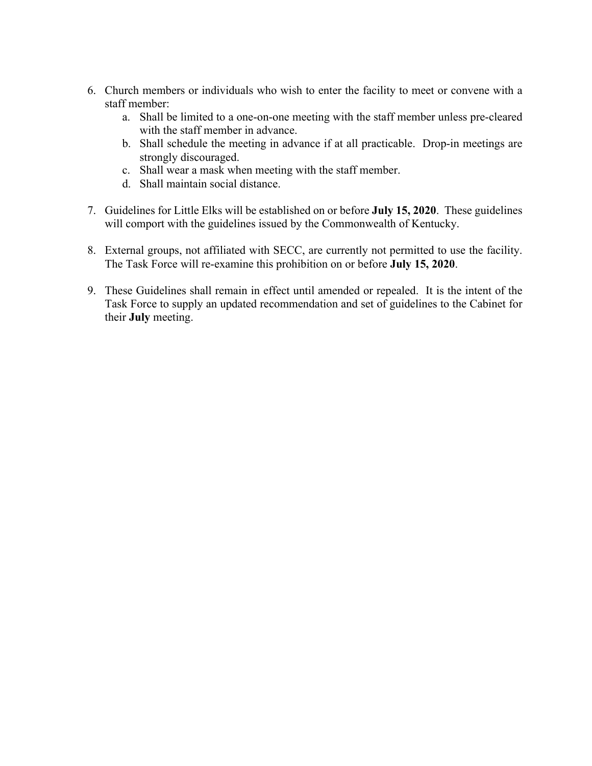6. Church members or individuals who wish to enter the facility to meet or convene with a staff member:
    a. Shall be limited to a one-on-one meeting with the staff member unless pre-cleared with the staff member in advance.
    b. Shall schedule the meeting in advance if at all practicable. Drop-in meetings are strongly discouraged.
    c. Shall wear a mask when meeting with the staff member.
    d. Shall maintain social distance.

7. Guidelines for Little Elks will be established on or before **July 15, 2020**. These guidelines will comport with the guidelines issued by the Commonwealth of Kentucky.

8. External groups, not affiliated with SECC, are currently not permitted to use the facility. The Task Force will re-examine this prohibition on or before **July 15, 2020**.

9. These Guidelines shall remain in effect until amended or repealed. It is the intent of the Task Force to supply an updated recommendation and set of guidelines to the Cabinet for their **July** meeting.